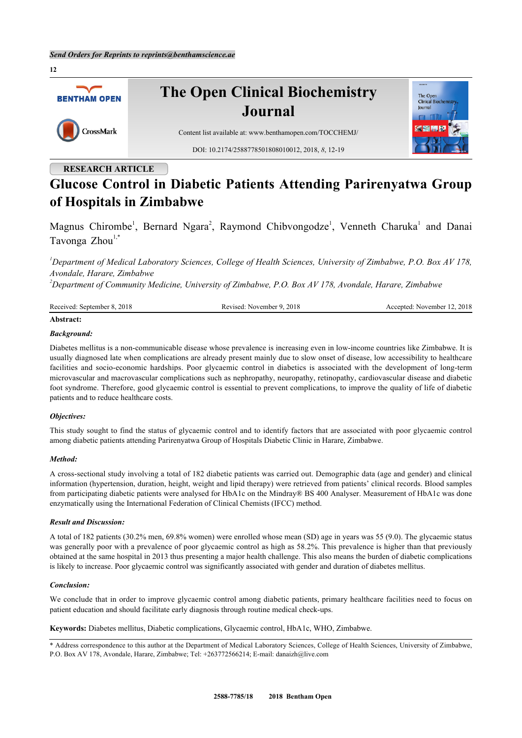RESEARCH ARTICLE

# Glucose Control in Diabetic Patients Attending Parirenyatwa Group of Hospitals in Zimbabwe

Magnus Chirombe[1], Bernard Ngara[2], Raymond Chibvongodze[1], Venneth Charuka[1] and Danai Tavonga Zhou[1,*]

*[1]Department of Medical Laboratory Sciences, College of Health Sciences, University of Zimbabwe, P.O. Box AV 178, Avondale, Harare, Zimbabwe*
*[2]Department of Community Medicine, University of Zimbabwe, P.O. Box AV 178, Avondale, Harare, Zimbabwe*

Received: September 8, 2018 | Revised: November 9, 2018 | Accepted: November 12, 2018

**Abstract:**

***Background:***

Diabetes mellitus is a non-communicable disease whose prevalence is increasing even in low-income countries like Zimbabwe. It is usually diagnosed late when complications are already present mainly due to slow onset of disease, low accessibility to healthcare facilities and socio-economic hardships. Poor glycaemic control in diabetics is associated with the development of long-term microvascular and macrovascular complications such as nephropathy, neuropathy, retinopathy, cardiovascular disease and diabetic foot syndrome. Therefore, good glycaemic control is essential to prevent complications, to improve the quality of life of diabetic patients and to reduce healthcare costs.

***Objectives:***

This study sought to find the status of glycaemic control and to identify factors that are associated with poor glycaemic control among diabetic patients attending Parirenyatwa Group of Hospitals Diabetic Clinic in Harare, Zimbabwe.

***Method:***

A cross-sectional study involving a total of 182 diabetic patients was carried out. Demographic data (age and gender) and clinical information (hypertension, duration, height, weight and lipid therapy) were retrieved from patients' clinical records. Blood samples from participating diabetic patients were analysed for HbA1c on the Mindray® BS 400 Analyser. Measurement of HbA1c was done enzymatically using the International Federation of Clinical Chemists (IFCC) method.

***Result and Discussion:***

A total of 182 patients (30.2% men, 69.8% women) were enrolled whose mean (SD) age in years was 55 (9.0). The glycaemic status was generally poor with a prevalence of poor glycaemic control as high as 58.2%. This prevalence is higher than that previously obtained at the same hospital in 2013 thus presenting a major health challenge. This also means the burden of diabetic complications is likely to increase. Poor glycaemic control was significantly associated with gender and duration of diabetes mellitus.

***Conclusion:***

We conclude that in order to improve glycaemic control among diabetic patients, primary healthcare facilities need to focus on patient education and should facilitate early diagnosis through routine medical check-ups.

**Keywords:** Diabetes mellitus, Diabetic complications, Glycaemic control, HbA1c, WHO, Zimbabwe.

* Address correspondence to this author at the Department of Medical Laboratory Sciences, College of Health Sciences, University of Zimbabwe, P.O. Box AV 178, Avondale, Harare, Zimbabwe; Tel: +263772566214; E-mail: danaizh@live.com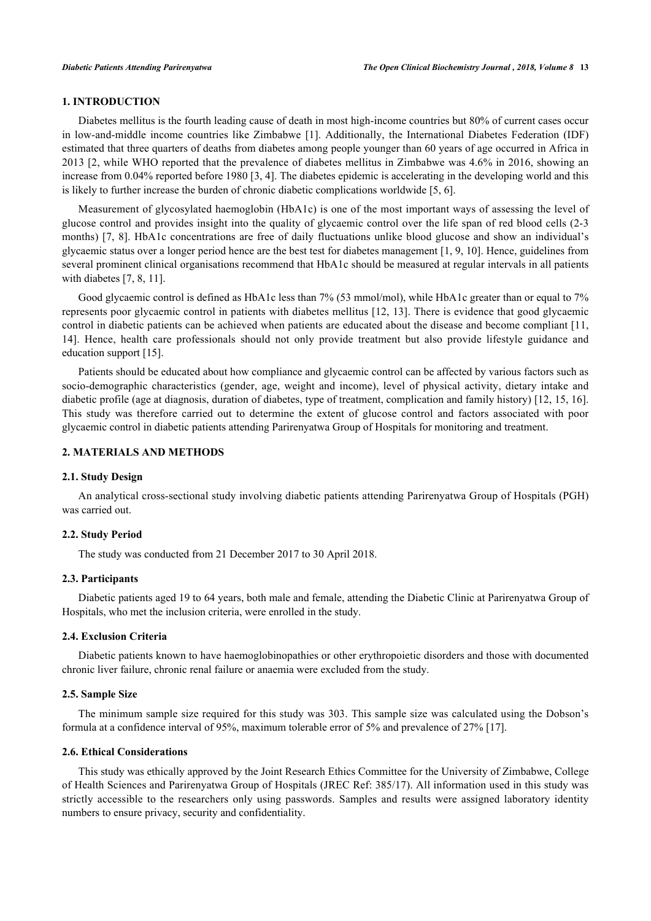## 1. INTRODUCTION

Diabetes mellitus is the fourth leading cause of death in most high-income countries but 80% of current cases occur in low-and-middle income countries like Zimbabwe [1]. Additionally, the International Diabetes Federation (IDF) estimated that three quarters of deaths from diabetes among people younger than 60 years of age occurred in Africa in 2013 [2, while WHO reported that the prevalence of diabetes mellitus in Zimbabwe was 4.6% in 2016, showing an increase from 0.04% reported before 1980 [3, 4]. The diabetes epidemic is accelerating in the developing world and this is likely to further increase the burden of chronic diabetic complications worldwide [5, 6].

Measurement of glycosylated haemoglobin (HbA1c) is one of the most important ways of assessing the level of glucose control and provides insight into the quality of glycaemic control over the life span of red blood cells (2-3 months) [7, 8]. HbA1c concentrations are free of daily fluctuations unlike blood glucose and show an individual's glycaemic status over a longer period hence are the best test for diabetes management [1, 9, 10]. Hence, guidelines from several prominent clinical organisations recommend that HbA1c should be measured at regular intervals in all patients with diabetes [7, 8, 11].

Good glycaemic control is defined as HbA1c less than 7% (53 mmol/mol), while HbA1c greater than or equal to 7% represents poor glycaemic control in patients with diabetes mellitus [12, 13]. There is evidence that good glycaemic control in diabetic patients can be achieved when patients are educated about the disease and become compliant [11, 14]. Hence, health care professionals should not only provide treatment but also provide lifestyle guidance and education support [15].

Patients should be educated about how compliance and glycaemic control can be affected by various factors such as socio-demographic characteristics (gender, age, weight and income), level of physical activity, dietary intake and diabetic profile (age at diagnosis, duration of diabetes, type of treatment, complication and family history) [12, 15, 16]. This study was therefore carried out to determine the extent of glucose control and factors associated with poor glycaemic control in diabetic patients attending Parirenyatwa Group of Hospitals for monitoring and treatment.

## 2. MATERIALS AND METHODS

### 2.1. Study Design

An analytical cross-sectional study involving diabetic patients attending Parirenyatwa Group of Hospitals (PGH) was carried out.

### 2.2. Study Period

The study was conducted from 21 December 2017 to 30 April 2018.

### 2.3. Participants

Diabetic patients aged 19 to 64 years, both male and female, attending the Diabetic Clinic at Parirenyatwa Group of Hospitals, who met the inclusion criteria, were enrolled in the study.

### 2.4. Exclusion Criteria

Diabetic patients known to have haemoglobinopathies or other erythropoietic disorders and those with documented chronic liver failure, chronic renal failure or anaemia were excluded from the study.

### 2.5. Sample Size

The minimum sample size required for this study was 303. This sample size was calculated using the Dobson's formula at a confidence interval of 95%, maximum tolerable error of 5% and prevalence of 27% [17].

### 2.6. Ethical Considerations

This study was ethically approved by the Joint Research Ethics Committee for the University of Zimbabwe, College of Health Sciences and Parirenyatwa Group of Hospitals (JREC Ref: 385/17). All information used in this study was strictly accessible to the researchers only using passwords. Samples and results were assigned laboratory identity numbers to ensure privacy, security and confidentiality.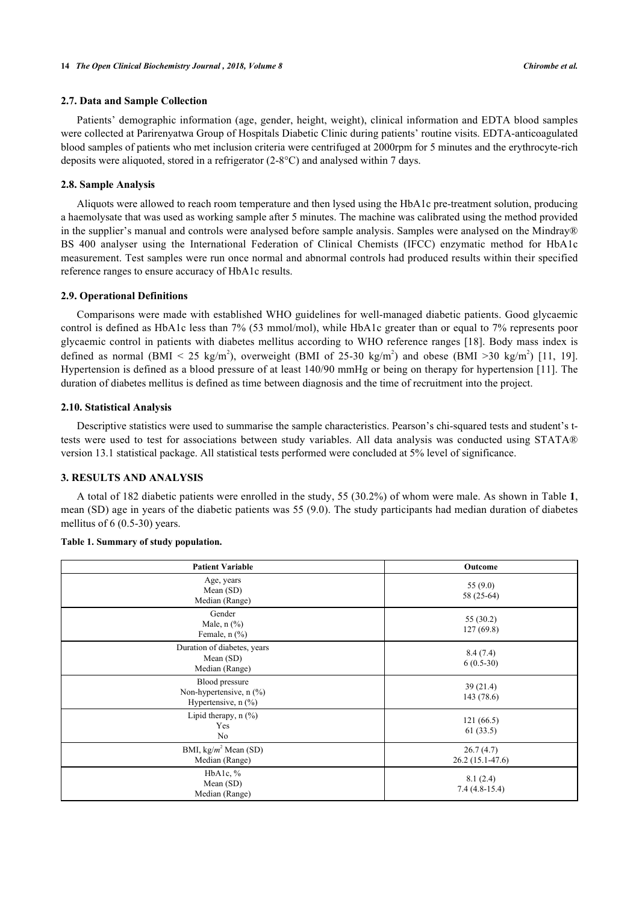### 2.7. Data and Sample Collection

Patients' demographic information (age, gender, height, weight), clinical information and EDTA blood samples were collected at Parirenyatwa Group of Hospitals Diabetic Clinic during patients' routine visits. EDTA-anticoagulated blood samples of patients who met inclusion criteria were centrifuged at 2000rpm for 5 minutes and the erythrocyte-rich deposits were aliquoted, stored in a refrigerator (2-8°C) and analysed within 7 days.

### 2.8. Sample Analysis

Aliquots were allowed to reach room temperature and then lysed using the HbA1c pre-treatment solution, producing a haemolysate that was used as working sample after 5 minutes. The machine was calibrated using the method provided in the supplier's manual and controls were analysed before sample analysis. Samples were analysed on the Mindray® BS 400 analyser using the International Federation of Clinical Chemists (IFCC) enzymatic method for HbA1c measurement. Test samples were run once normal and abnormal controls had produced results within their specified reference ranges to ensure accuracy of HbA1c results.

### 2.9. Operational Definitions

Comparisons were made with established WHO guidelines for well-managed diabetic patients. Good glycaemic control is defined as HbA1c less than 7% (53 mmol/mol), while HbA1c greater than or equal to 7% represents poor glycaemic control in patients with diabetes mellitus according to WHO reference ranges [18]. Body mass index is defined as normal (BMI < 25 kg/m$^2$), overweight (BMI of 25-30 kg/m$^2$) and obese (BMI >30 kg/m$^2$) [11, 19]. Hypertension is defined as a blood pressure of at least 140/90 mmHg or being on therapy for hypertension [11]. The duration of diabetes mellitus is defined as time between diagnosis and the time of recruitment into the project.

### 2.10. Statistical Analysis

Descriptive statistics were used to summarise the sample characteristics. Pearson's chi-squared tests and student's t-tests were used to test for associations between study variables. All data analysis was conducted using STATA® version 13.1 statistical package. All statistical tests performed were concluded at 5% level of significance.

## 3. RESULTS AND ANALYSIS

A total of 182 diabetic patients were enrolled in the study, 55 (30.2%) of whom were male. As shown in Table **1**, mean (SD) age in years of the diabetic patients was 55 (9.0). The study participants had median duration of diabetes mellitus of 6 (0.5-30) years.

**Table 1. Summary of study population.**

| Patient Variable | Outcome |
|---|---|
| Age, years<br>Mean (SD)<br>Median (Range) | 55 (9.0)<br>58 (25-64) |
| Gender<br>Male, n (%)<br>Female, n (%) | 55 (30.2)<br>127 (69.8) |
| Duration of diabetes, years<br>Mean (SD)<br>Median (Range) | 8.4 (7.4)<br>6 (0.5-30) |
| Blood pressure<br>Non-hypertensive, n (%)<br>Hypertensive, n (%) | 39 (21.4)<br>143 (78.6) |
| Lipid therapy, n (%)<br>Yes<br>No | 121 (66.5)<br>61 (33.5) |
| BMI, kg/$m^2$ Mean (SD)<br>Median (Range) | 26.7 (4.7)<br>26.2 (15.1-47.6) |
| HbA1c, %<br>Mean (SD)<br>Median (Range) | 8.1 (2.4)<br>7.4 (4.8-15.4) |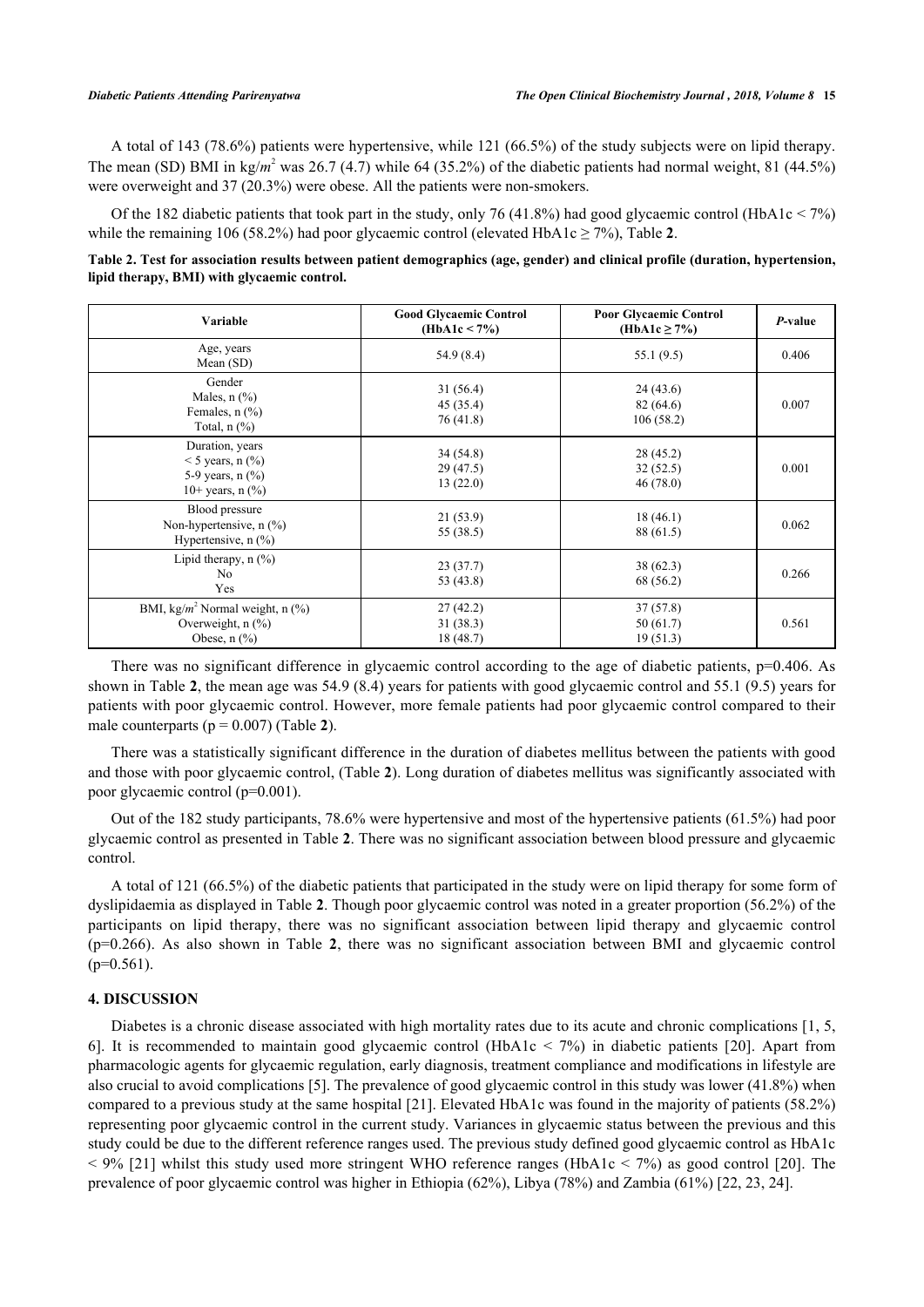A total of 143 (78.6%) patients were hypertensive, while 121 (66.5%) of the study subjects were on lipid therapy. The mean (SD) BMI in kg/$m^2$ was 26.7 (4.7) while 64 (35.2%) of the diabetic patients had normal weight, 81 (44.5%) were overweight and 37 (20.3%) were obese. All the patients were non-smokers.

Of the 182 diabetic patients that took part in the study, only 76 (41.8%) had good glycaemic control (HbA1c < 7%) while the remaining 106 (58.2%) had poor glycaemic control (elevated HbA1c ≥ 7%), Table **2**.

**Table 2. Test for association results between patient demographics (age, gender) and clinical profile (duration, hypertension, lipid therapy, BMI) with glycaemic control.**

| Variable | Good Glycaemic Control (HbA1c < 7%) | Poor Glycaemic Control (HbA1c ≥ 7%) | *P*-value |
|---|---|---|---|
| Age, years<br>Mean (SD) | 54.9 (8.4) | 55.1 (9.5) | 0.406 |
| Gender<br>Males, n (%)<br>Females, n (%)<br>Total, n (%) | 31 (56.4)<br>45 (35.4)<br>76 (41.8) | 24 (43.6)<br>82 (64.6)<br>106 (58.2) | 0.007 |
| Duration, years<br>< 5 years, n (%)<br>5-9 years, n (%)<br>10+ years, n (%) | 34 (54.8)<br>29 (47.5)<br>13 (22.0) | 28 (45.2)<br>32 (52.5)<br>46 (78.0) | 0.001 |
| Blood pressure<br>Non-hypertensive, n (%)<br>Hypertensive, n (%) | 21 (53.9)<br>55 (38.5) | 18 (46.1)<br>88 (61.5) | 0.062 |
| Lipid therapy, n (%)<br>No<br>Yes | 23 (37.7)<br>53 (43.8) | 38 (62.3)<br>68 (56.2) | 0.266 |
| BMI, kg/$m^2$ Normal weight, n (%)<br>Overweight, n (%)<br>Obese, n (%) | 27 (42.2)<br>31 (38.3)<br>18 (48.7) | 37 (57.8)<br>50 (61.7)<br>19 (51.3) | 0.561 |

There was no significant difference in glycaemic control according to the age of diabetic patients, p=0.406. As shown in Table **2**, the mean age was 54.9 (8.4) years for patients with good glycaemic control and 55.1 (9.5) years for patients with poor glycaemic control. However, more female patients had poor glycaemic control compared to their male counterparts (p = 0.007) (Table **2**).

There was a statistically significant difference in the duration of diabetes mellitus between the patients with good and those with poor glycaemic control, (Table **2**). Long duration of diabetes mellitus was significantly associated with poor glycaemic control (p=0.001).

Out of the 182 study participants, 78.6% were hypertensive and most of the hypertensive patients (61.5%) had poor glycaemic control as presented in Table **2**. There was no significant association between blood pressure and glycaemic control.

A total of 121 (66.5%) of the diabetic patients that participated in the study were on lipid therapy for some form of dyslipidaemia as displayed in Table **2**. Though poor glycaemic control was noted in a greater proportion (56.2%) of the participants on lipid therapy, there was no significant association between lipid therapy and glycaemic control (p=0.266). As also shown in Table **2**, there was no significant association between BMI and glycaemic control (p=0.561).

## 4. DISCUSSION

Diabetes is a chronic disease associated with high mortality rates due to its acute and chronic complications [1, 5, 6]. It is recommended to maintain good glycaemic control (HbA1c < 7%) in diabetic patients [20]. Apart from pharmacologic agents for glycaemic regulation, early diagnosis, treatment compliance and modifications in lifestyle are also crucial to avoid complications [5]. The prevalence of good glycaemic control in this study was lower (41.8%) when compared to a previous study at the same hospital [21]. Elevated HbA1c was found in the majority of patients (58.2%) representing poor glycaemic control in the current study. Variances in glycaemic status between the previous and this study could be due to the different reference ranges used. The previous study defined good glycaemic control as HbA1c < 9% [21] whilst this study used more stringent WHO reference ranges (HbA1c < 7%) as good control [20]. The prevalence of poor glycaemic control was higher in Ethiopia (62%), Libya (78%) and Zambia (61%) [22, 23, 24].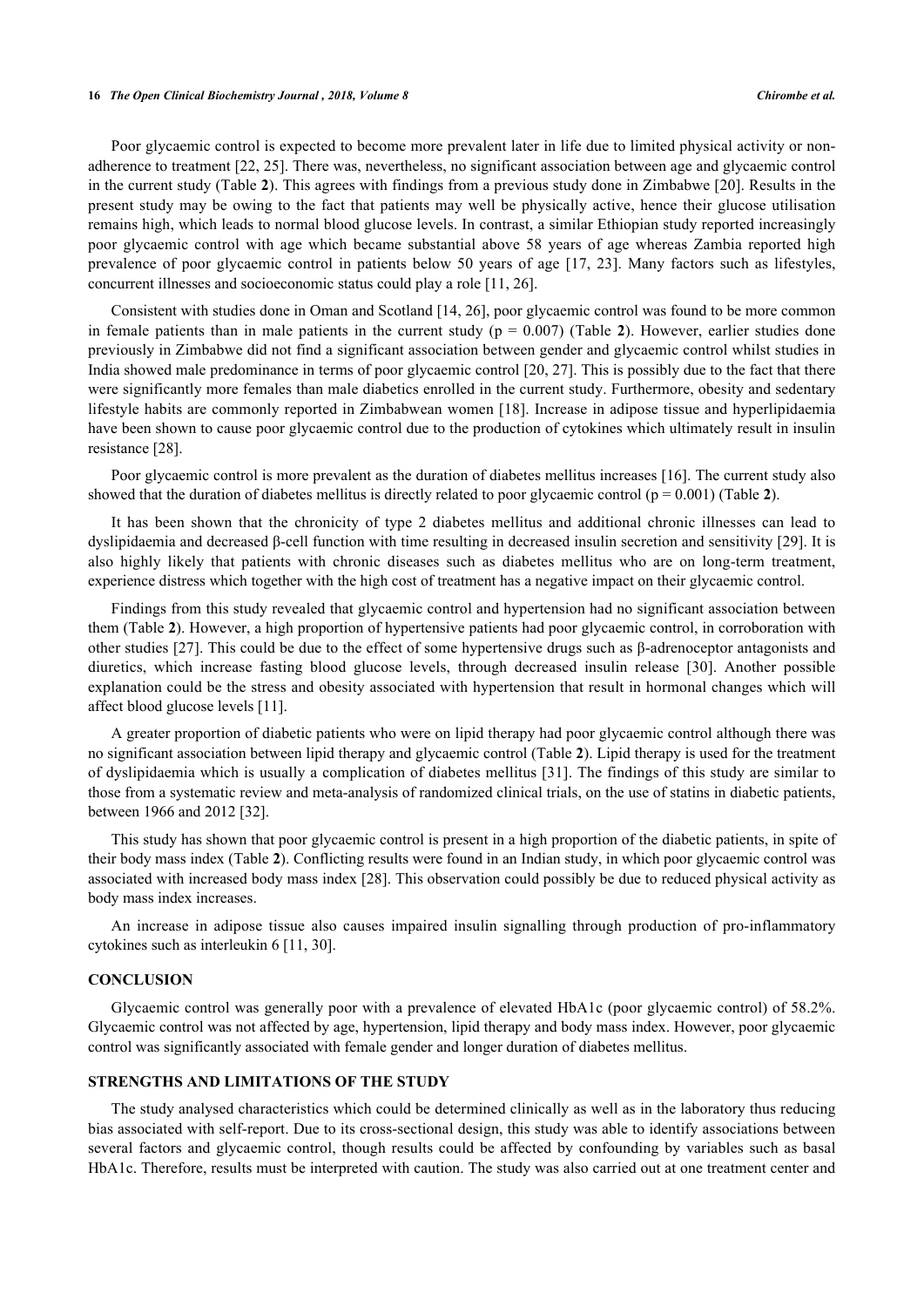Poor glycaemic control is expected to become more prevalent later in life due to limited physical activity or non-adherence to treatment [22, 25]. There was, nevertheless, no significant association between age and glycaemic control in the current study (Table **2**). This agrees with findings from a previous study done in Zimbabwe [20]. Results in the present study may be owing to the fact that patients may well be physically active, hence their glucose utilisation remains high, which leads to normal blood glucose levels. In contrast, a similar Ethiopian study reported increasingly poor glycaemic control with age which became substantial above 58 years of age whereas Zambia reported high prevalence of poor glycaemic control in patients below 50 years of age [17, 23]. Many factors such as lifestyles, concurrent illnesses and socioeconomic status could play a role [11, 26].

Consistent with studies done in Oman and Scotland [14, 26], poor glycaemic control was found to be more common in female patients than in male patients in the current study ($p = 0.007$) (Table **2**). However, earlier studies done previously in Zimbabwe did not find a significant association between gender and glycaemic control whilst studies in India showed male predominance in terms of poor glycaemic control [20, 27]. This is possibly due to the fact that there were significantly more females than male diabetics enrolled in the current study. Furthermore, obesity and sedentary lifestyle habits are commonly reported in Zimbabwean women [18]. Increase in adipose tissue and hyperlipidaemia have been shown to cause poor glycaemic control due to the production of cytokines which ultimately result in insulin resistance [28].

Poor glycaemic control is more prevalent as the duration of diabetes mellitus increases [16]. The current study also showed that the duration of diabetes mellitus is directly related to poor glycaemic control ($p = 0.001$) (Table **2**).

It has been shown that the chronicity of type 2 diabetes mellitus and additional chronic illnesses can lead to dyslipidaemia and decreased β-cell function with time resulting in decreased insulin secretion and sensitivity [29]. It is also highly likely that patients with chronic diseases such as diabetes mellitus who are on long-term treatment, experience distress which together with the high cost of treatment has a negative impact on their glycaemic control.

Findings from this study revealed that glycaemic control and hypertension had no significant association between them (Table **2**). However, a high proportion of hypertensive patients had poor glycaemic control, in corroboration with other studies [27]. This could be due to the effect of some hypertensive drugs such as β-adrenoceptor antagonists and diuretics, which increase fasting blood glucose levels, through decreased insulin release [30]. Another possible explanation could be the stress and obesity associated with hypertension that result in hormonal changes which will affect blood glucose levels [11].

A greater proportion of diabetic patients who were on lipid therapy had poor glycaemic control although there was no significant association between lipid therapy and glycaemic control (Table **2**). Lipid therapy is used for the treatment of dyslipidaemia which is usually a complication of diabetes mellitus [31]. The findings of this study are similar to those from a systematic review and meta-analysis of randomized clinical trials, on the use of statins in diabetic patients, between 1966 and 2012 [32].

This study has shown that poor glycaemic control is present in a high proportion of the diabetic patients, in spite of their body mass index (Table **2**). Conflicting results were found in an Indian study, in which poor glycaemic control was associated with increased body mass index [28]. This observation could possibly be due to reduced physical activity as body mass index increases.

An increase in adipose tissue also causes impaired insulin signalling through production of pro-inflammatory cytokines such as interleukin 6 [11, 30].

## CONCLUSION

Glycaemic control was generally poor with a prevalence of elevated HbA1c (poor glycaemic control) of 58.2%. Glycaemic control was not affected by age, hypertension, lipid therapy and body mass index. However, poor glycaemic control was significantly associated with female gender and longer duration of diabetes mellitus.

## STRENGTHS AND LIMITATIONS OF THE STUDY

The study analysed characteristics which could be determined clinically as well as in the laboratory thus reducing bias associated with self-report. Due to its cross-sectional design, this study was able to identify associations between several factors and glycaemic control, though results could be affected by confounding by variables such as basal HbA1c. Therefore, results must be interpreted with caution. The study was also carried out at one treatment center and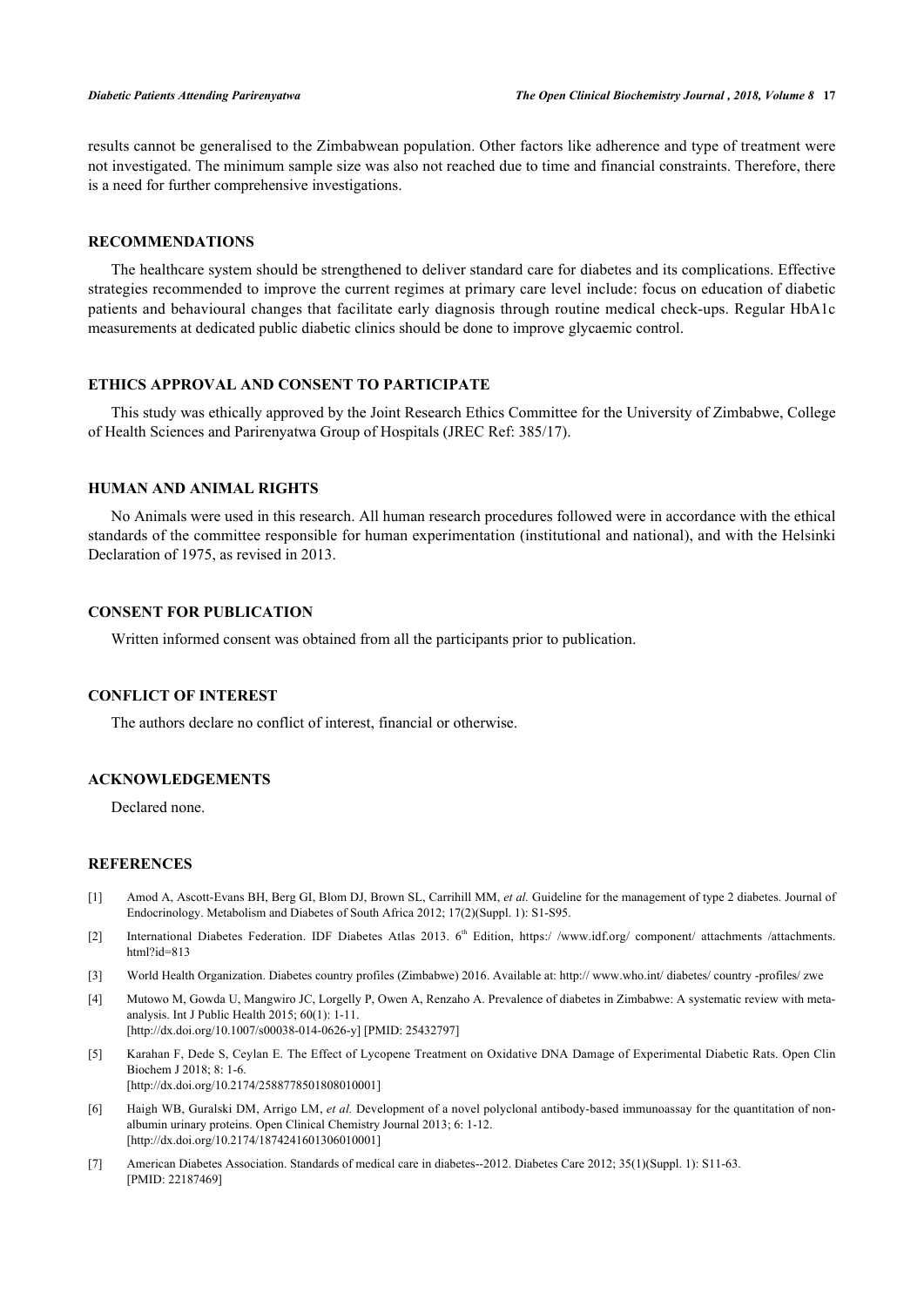results cannot be generalised to the Zimbabwean population. Other factors like adherence and type of treatment were not investigated. The minimum sample size was also not reached due to time and financial constraints. Therefore, there is a need for further comprehensive investigations.

## RECOMMENDATIONS

The healthcare system should be strengthened to deliver standard care for diabetes and its complications. Effective strategies recommended to improve the current regimes at primary care level include: focus on education of diabetic patients and behavioural changes that facilitate early diagnosis through routine medical check-ups. Regular HbA1c measurements at dedicated public diabetic clinics should be done to improve glycaemic control.

## ETHICS APPROVAL AND CONSENT TO PARTICIPATE

This study was ethically approved by the Joint Research Ethics Committee for the University of Zimbabwe, College of Health Sciences and Parirenyatwa Group of Hospitals (JREC Ref: 385/17).

## HUMAN AND ANIMAL RIGHTS

No Animals were used in this research. All human research procedures followed were in accordance with the ethical standards of the committee responsible for human experimentation (institutional and national), and with the Helsinki Declaration of 1975, as revised in 2013.

## CONSENT FOR PUBLICATION

Written informed consent was obtained from all the participants prior to publication.

## CONFLICT OF INTEREST

The authors declare no conflict of interest, financial or otherwise.

## ACKNOWLEDGEMENTS

Declared none.

## REFERENCES

[1] Amod A, Ascott-Evans BH, Berg GI, Blom DJ, Brown SL, Carrihill MM, *et al.* Guideline for the management of type 2 diabetes. Journal of Endocrinology. Metabolism and Diabetes of South Africa 2012; 17(2)(Suppl. 1): S1-S95.

[2] International Diabetes Federation. IDF Diabetes Atlas 2013. 6th Edition, https:/ /www.idf.org/ component/ attachments /attachments. html?id=813

[3] World Health Organization. Diabetes country profiles (Zimbabwe) 2016. Available at: http:// www.who.int/ diabetes/ country -profiles/ zwe

[4] Mutowo M, Gowda U, Mangwiro JC, Lorgelly P, Owen A, Renzaho A. Prevalence of diabetes in Zimbabwe: A systematic review with meta-analysis. Int J Public Health 2015; 60(1): 1-11. [http://dx.doi.org/10.1007/s00038-014-0626-y] [PMID: 25432797]

[5] Karahan F, Dede S, Ceylan E. The Effect of Lycopene Treatment on Oxidative DNA Damage of Experimental Diabetic Rats. Open Clin Biochem J 2018; 8: 1-6. [http://dx.doi.org/10.2174/2588778501808010001]

[6] Haigh WB, Guralski DM, Arrigo LM, *et al.* Development of a novel polyclonal antibody-based immunoassay for the quantitation of non-albumin urinary proteins. Open Clinical Chemistry Journal 2013; 6: 1-12. [http://dx.doi.org/10.2174/1874241601306010001]

[7] American Diabetes Association. Standards of medical care in diabetes--2012. Diabetes Care 2012; 35(1)(Suppl. 1): S11-63. [PMID: 22187469]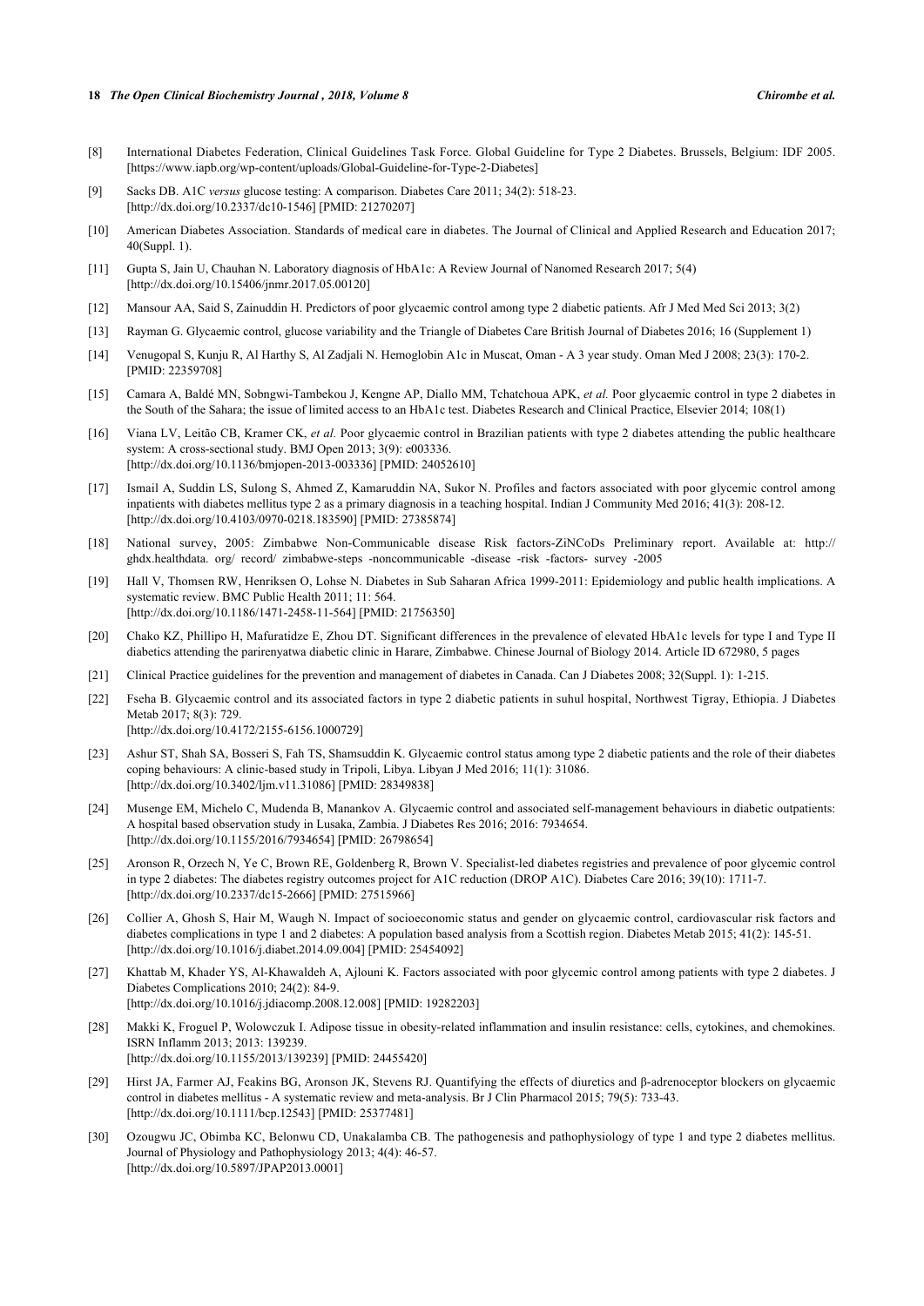[8] International Diabetes Federation, Clinical Guidelines Task Force. Global Guideline for Type 2 Diabetes. Brussels, Belgium: IDF 2005. [https://www.iapb.org/wp-content/uploads/Global-Guideline-for-Type-2-Diabetes]

[9] Sacks DB. A1C *versus* glucose testing: A comparison. Diabetes Care 2011; 34(2): 518-23. [http://dx.doi.org/10.2337/dc10-1546] [PMID: 21270207]

[10] American Diabetes Association. Standards of medical care in diabetes. The Journal of Clinical and Applied Research and Education 2017; 40(Suppl. 1).

[11] Gupta S, Jain U, Chauhan N. Laboratory diagnosis of HbA1c: A Review Journal of Nanomed Research 2017; 5(4) [http://dx.doi.org/10.15406/jnmr.2017.05.00120]

[12] Mansour AA, Said S, Zainuddin H. Predictors of poor glycaemic control among type 2 diabetic patients. Afr J Med Med Sci 2013; 3(2)

[13] Rayman G. Glycaemic control, glucose variability and the Triangle of Diabetes Care British Journal of Diabetes 2016; 16 (Supplement 1)

[14] Venugopal S, Kunju R, Al Harthy S, Al Zadjali N. Hemoglobin A1c in Muscat, Oman - A 3 year study. Oman Med J 2008; 23(3): 170-2. [PMID: 22359708]

[15] Camara A, Baldé MN, Sobngwi-Tambekou J, Kengne AP, Diallo MM, Tchatchoua APK, *et al.* Poor glycaemic control in type 2 diabetes in the South of the Sahara; the issue of limited access to an HbA1c test. Diabetes Research and Clinical Practice, Elsevier 2014; 108(1)

[16] Viana LV, Leitão CB, Kramer CK, *et al.* Poor glycaemic control in Brazilian patients with type 2 diabetes attending the public healthcare system: A cross-sectional study. BMJ Open 2013; 3(9): e003336. [http://dx.doi.org/10.1136/bmjopen-2013-003336] [PMID: 24052610]

[17] Ismail A, Suddin LS, Sulong S, Ahmed Z, Kamaruddin NA, Sukor N. Profiles and factors associated with poor glycemic control among inpatients with diabetes mellitus type 2 as a primary diagnosis in a teaching hospital. Indian J Community Med 2016; 41(3): 208-12. [http://dx.doi.org/10.4103/0970-0218.183590] [PMID: 27385874]

[18] National survey, 2005: Zimbabwe Non-Communicable disease Risk factors-ZiNCoDs Preliminary report. Available at: http:// ghdx.healthdata. org/ record/ zimbabwe-steps -noncommunicable -disease -risk -factors- survey -2005

[19] Hall V, Thomsen RW, Henriksen O, Lohse N. Diabetes in Sub Saharan Africa 1999-2011: Epidemiology and public health implications. A systematic review. BMC Public Health 2011; 11: 564. [http://dx.doi.org/10.1186/1471-2458-11-564] [PMID: 21756350]

[20] Chako KZ, Phillipo H, Mafuratidze E, Zhou DT. Significant differences in the prevalence of elevated HbA1c levels for type I and Type II diabetics attending the parirenyatwa diabetic clinic in Harare, Zimbabwe. Chinese Journal of Biology 2014. Article ID 672980, 5 pages

[21] Clinical Practice guidelines for the prevention and management of diabetes in Canada. Can J Diabetes 2008; 32(Suppl. 1): 1-215.

[22] Fseha B. Glycaemic control and its associated factors in type 2 diabetic patients in suhul hospital, Northwest Tigray, Ethiopia. J Diabetes Metab 2017; 8(3): 729. [http://dx.doi.org/10.4172/2155-6156.1000729]

[23] Ashur ST, Shah SA, Bosseri S, Fah TS, Shamsuddin K. Glycaemic control status among type 2 diabetic patients and the role of their diabetes coping behaviours: A clinic-based study in Tripoli, Libya. Libyan J Med 2016; 11(1): 31086. [http://dx.doi.org/10.3402/ljm.v11.31086] [PMID: 28349838]

[24] Musenge EM, Michelo C, Mudenda B, Manankov A. Glycaemic control and associated self-management behaviours in diabetic outpatients: A hospital based observation study in Lusaka, Zambia. J Diabetes Res 2016; 2016: 7934654. [http://dx.doi.org/10.1155/2016/7934654] [PMID: 26798654]

[25] Aronson R, Orzech N, Ye C, Brown RE, Goldenberg R, Brown V. Specialist-led diabetes registries and prevalence of poor glycemic control in type 2 diabetes: The diabetes registry outcomes project for A1C reduction (DROP A1C). Diabetes Care 2016; 39(10): 1711-7. [http://dx.doi.org/10.2337/dc15-2666] [PMID: 27515966]

[26] Collier A, Ghosh S, Hair M, Waugh N. Impact of socioeconomic status and gender on glycaemic control, cardiovascular risk factors and diabetes complications in type 1 and 2 diabetes: A population based analysis from a Scottish region. Diabetes Metab 2015; 41(2): 145-51. [http://dx.doi.org/10.1016/j.diabet.2014.09.004] [PMID: 25454092]

[27] Khattab M, Khader YS, Al-Khawaldeh A, Ajlouni K. Factors associated with poor glycemic control among patients with type 2 diabetes. J Diabetes Complications 2010; 24(2): 84-9. [http://dx.doi.org/10.1016/j.jdiacomp.2008.12.008] [PMID: 19282203]

[28] Makki K, Froguel P, Wolowczuk I. Adipose tissue in obesity-related inflammation and insulin resistance: cells, cytokines, and chemokines. ISRN Inflamm 2013; 2013: 139239. [http://dx.doi.org/10.1155/2013/139239] [PMID: 24455420]

[29] Hirst JA, Farmer AJ, Feakins BG, Aronson JK, Stevens RJ. Quantifying the effects of diuretics and β-adrenoceptor blockers on glycaemic control in diabetes mellitus - A systematic review and meta-analysis. Br J Clin Pharmacol 2015; 79(5): 733-43. [http://dx.doi.org/10.1111/bcp.12543] [PMID: 25377481]

[30] Ozougwu JC, Obimba KC, Belonwu CD, Unakalamba CB. The pathogenesis and pathophysiology of type 1 and type 2 diabetes mellitus. Journal of Physiology and Pathophysiology 2013; 4(4): 46-57. [http://dx.doi.org/10.5897/JPAP2013.0001]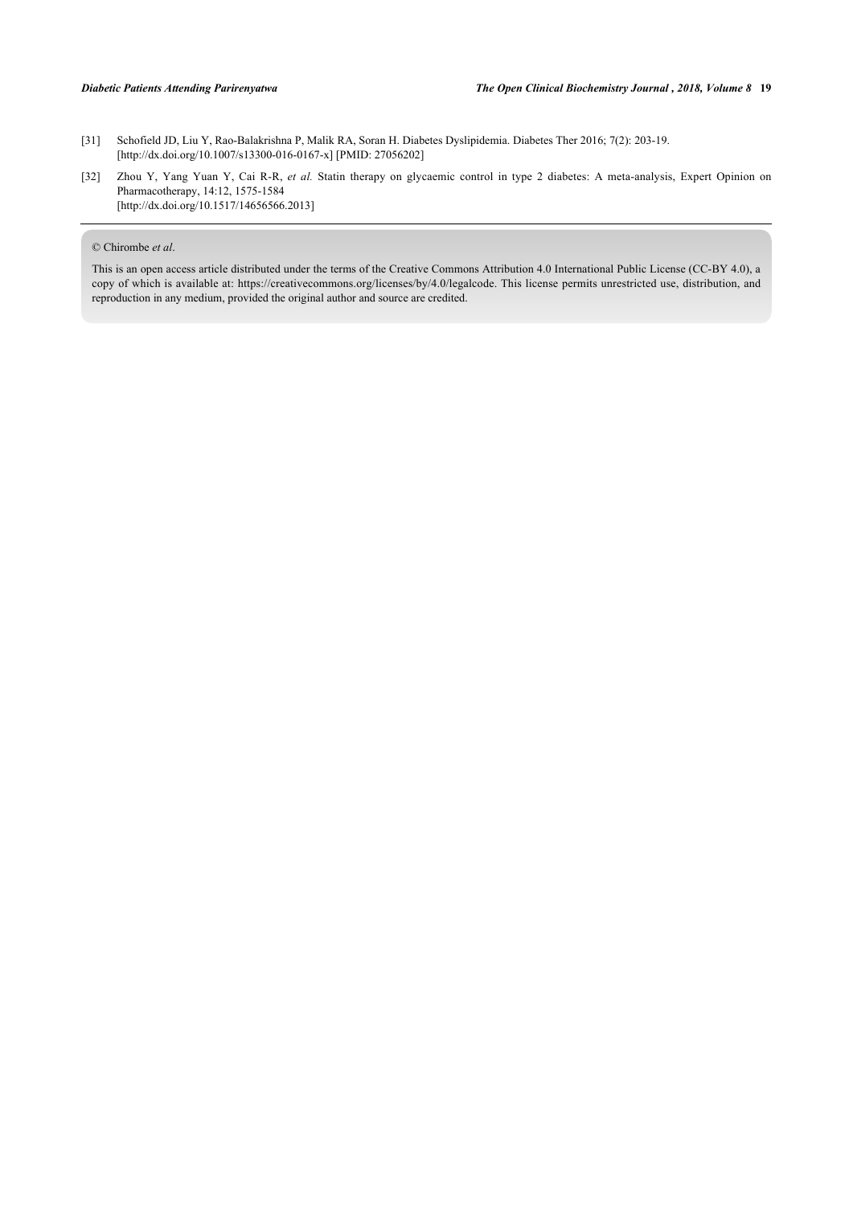[31] Schofield JD, Liu Y, Rao-Balakrishna P, Malik RA, Soran H. Diabetes Dyslipidemia. Diabetes Ther 2016; 7(2): 203-19. [http://dx.doi.org/10.1007/s13300-016-0167-x] [PMID: 27056202]

[32] Zhou Y, Yang Yuan Y, Cai R-R, *et al.* Statin therapy on glycaemic control in type 2 diabetes: A meta-analysis, Expert Opinion on Pharmacotherapy, 14:12, 1575-1584 [http://dx.doi.org/10.1517/14656566.2013]

---

© Chirombe *et al*.

This is an open access article distributed under the terms of the Creative Commons Attribution 4.0 International Public License (CC-BY 4.0), a copy of which is available at: https://creativecommons.org/licenses/by/4.0/legalcode. This license permits unrestricted use, distribution, and reproduction in any medium, provided the original author and source are credited.